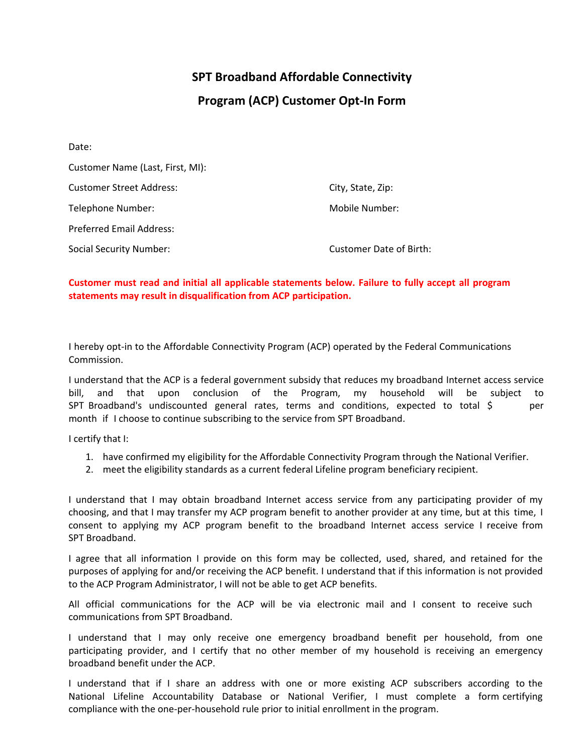# SPT Broadband Affordable Connectivity Program (ACP) Customer Opt-In Form

Date:

Customer Name (Last, First, MI):

Customer Street Address: City, State, Zip:

Telephone Number: Mobile Number:

Preferred Email Address:

Social Security Number: Customer Date of Birth:

**Customer must read and initial all applicable statements below. Failure to fully accept all program statements may result in disqualification from ACP participation.**

I hereby opt-in to the Affordable Connectivity Program (ACP) operated by the Federal Communications Commission.

I understand that the ACP is a federal government subsidy that reduces my broadband Internet access service bill, and that upon conclusion of the Program, my household will be subject to SPT Broadband's undiscounted general rates, terms and conditions, expected to total $ per month if I choose to continue subscribing to the service from SPT Broadband.

I certify that I:

1. have confirmed my eligibility for the Affordable Connectivity Program through the National Verifier.
2. meet the eligibility standards as a current federal Lifeline program beneficiary recipient.

I understand that I may obtain broadband Internet access service from any participating provider of my choosing, and that I may transfer my ACP program benefit to another provider at any time, but at this time, I consent to applying my ACP program benefit to the broadband Internet access service I receive from SPT Broadband.

I agree that all information I provide on this form may be collected, used, shared, and retained for the purposes of applying for and/or receiving the ACP benefit. I understand that if this information is not provided to the ACP Program Administrator, I will not be able to get ACP benefits.

All official communications for the ACP will be via electronic mail and I consent to receive such communications from SPT Broadband.

I understand that I may only receive one emergency broadband benefit per household, from one participating provider, and I certify that no other member of my household is receiving an emergency broadband benefit under the ACP.

I understand that if I share an address with one or more existing ACP subscribers according to the National Lifeline Accountability Database or National Verifier, I must complete a form certifying compliance with the one-per-household rule prior to initial enrollment in the program.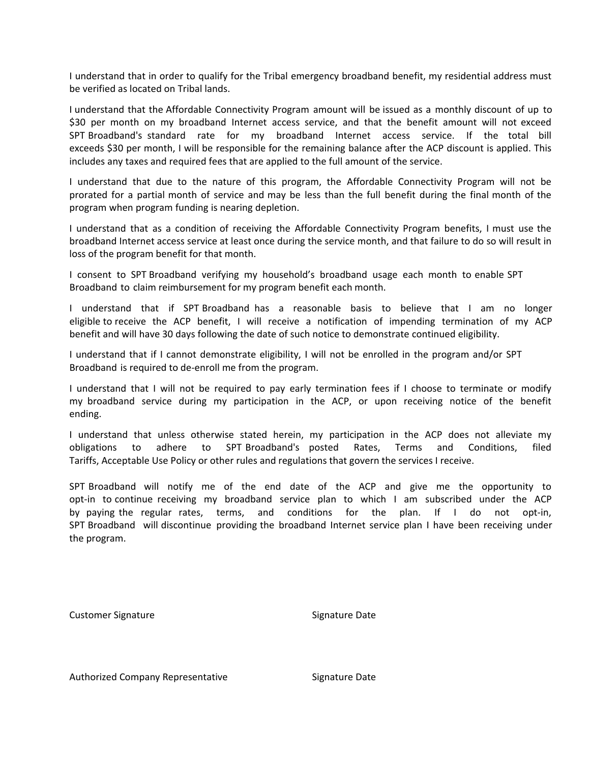I understand that in order to qualify for the Tribal emergency broadband benefit, my residential address must be verified as located on Tribal lands.

I understand that the Affordable Connectivity Program amount will be issued as a monthly discount of up to $30 per month on my broadband Internet access service, and that the benefit amount will not exceed SPT Broadband's standard rate for my broadband Internet access service. If the total bill exceeds $30 per month, I will be responsible for the remaining balance after the ACP discount is applied. This includes any taxes and required fees that are applied to the full amount of the service.

I understand that due to the nature of this program, the Affordable Connectivity Program will not be prorated for a partial month of service and may be less than the full benefit during the final month of the program when program funding is nearing depletion.

I understand that as a condition of receiving the Affordable Connectivity Program benefits, I must use the broadband Internet access service at least once during the service month, and that failure to do so will result in loss of the program benefit for that month.

I consent to SPT Broadband verifying my household's broadband usage each month to enable SPT Broadband to claim reimbursement for my program benefit each month.

I understand that if SPT Broadband has a reasonable basis to believe that I am no longer eligible to receive the ACP benefit, I will receive a notification of impending termination of my ACP benefit and will have 30 days following the date of such notice to demonstrate continued eligibility.

I understand that if I cannot demonstrate eligibility, I will not be enrolled in the program and/or SPT Broadband is required to de-enroll me from the program.

I understand that I will not be required to pay early termination fees if I choose to terminate or modify my broadband service during my participation in the ACP, or upon receiving notice of the benefit ending.

I understand that unless otherwise stated herein, my participation in the ACP does not alleviate my obligations to adhere to SPT Broadband's posted Rates, Terms and Conditions, filed Tariffs, Acceptable Use Policy or other rules and regulations that govern the services I receive.

SPT Broadband will notify me of the end date of the ACP and give me the opportunity to opt-in to continue receiving my broadband service plan to which I am subscribed under the ACP by paying the regular rates, terms, and conditions for the plan. If I do not opt-in, SPT Broadband will discontinue providing the broadband Internet service plan I have been receiving under the program.

Customer Signature　　　　　　　　Signature Date

Authorized Company Representative　　　　　　　　Signature Date